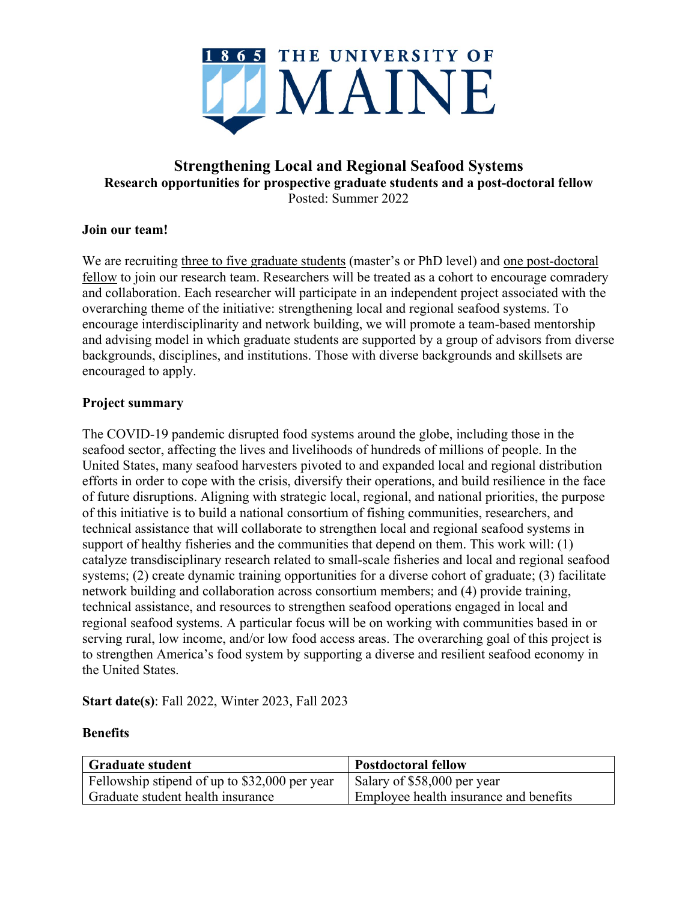# Strengthening Local and Regional Seafood Systems

**Research opportunities for prospective graduate students and a post-doctoral fellow**

Posted: Summer 2022

**Join our team!**

We are recruiting three to five graduate students (master's or PhD level) and one post-doctoral fellow to join our research team. Researchers will be treated as a cohort to encourage comradery and collaboration. Each researcher will participate in an independent project associated with the overarching theme of the initiative: strengthening local and regional seafood systems. To encourage interdisciplinarity and network building, we will promote a team-based mentorship and advising model in which graduate students are supported by a group of advisors from diverse backgrounds, disciplines, and institutions. Those with diverse backgrounds and skillsets are encouraged to apply.

**Project summary**

The COVID-19 pandemic disrupted food systems around the globe, including those in the seafood sector, affecting the lives and livelihoods of hundreds of millions of people. In the United States, many seafood harvesters pivoted to and expanded local and regional distribution efforts in order to cope with the crisis, diversify their operations, and build resilience in the face of future disruptions. Aligning with strategic local, regional, and national priorities, the purpose of this initiative is to build a national consortium of fishing communities, researchers, and technical assistance that will collaborate to strengthen local and regional seafood systems in support of healthy fisheries and the communities that depend on them. This work will: (1) catalyze transdisciplinary research related to small-scale fisheries and local and regional seafood systems; (2) create dynamic training opportunities for a diverse cohort of graduate; (3) facilitate network building and collaboration across consortium members; and (4) provide training, technical assistance, and resources to strengthen seafood operations engaged in local and regional seafood systems. A particular focus will be on working with communities based in or serving rural, low income, and/or low food access areas. The overarching goal of this project is to strengthen America's food system by supporting a diverse and resilient seafood economy in the United States.

**Start date(s)**: Fall 2022, Winter 2023, Fall 2023

**Benefits**

| Graduate student | Postdoctoral fellow |
| --- | --- |
| Fellowship stipend of up to $32,000 per year | Salary of $58,000 per year |
| Graduate student health insurance | Employee health insurance and benefits |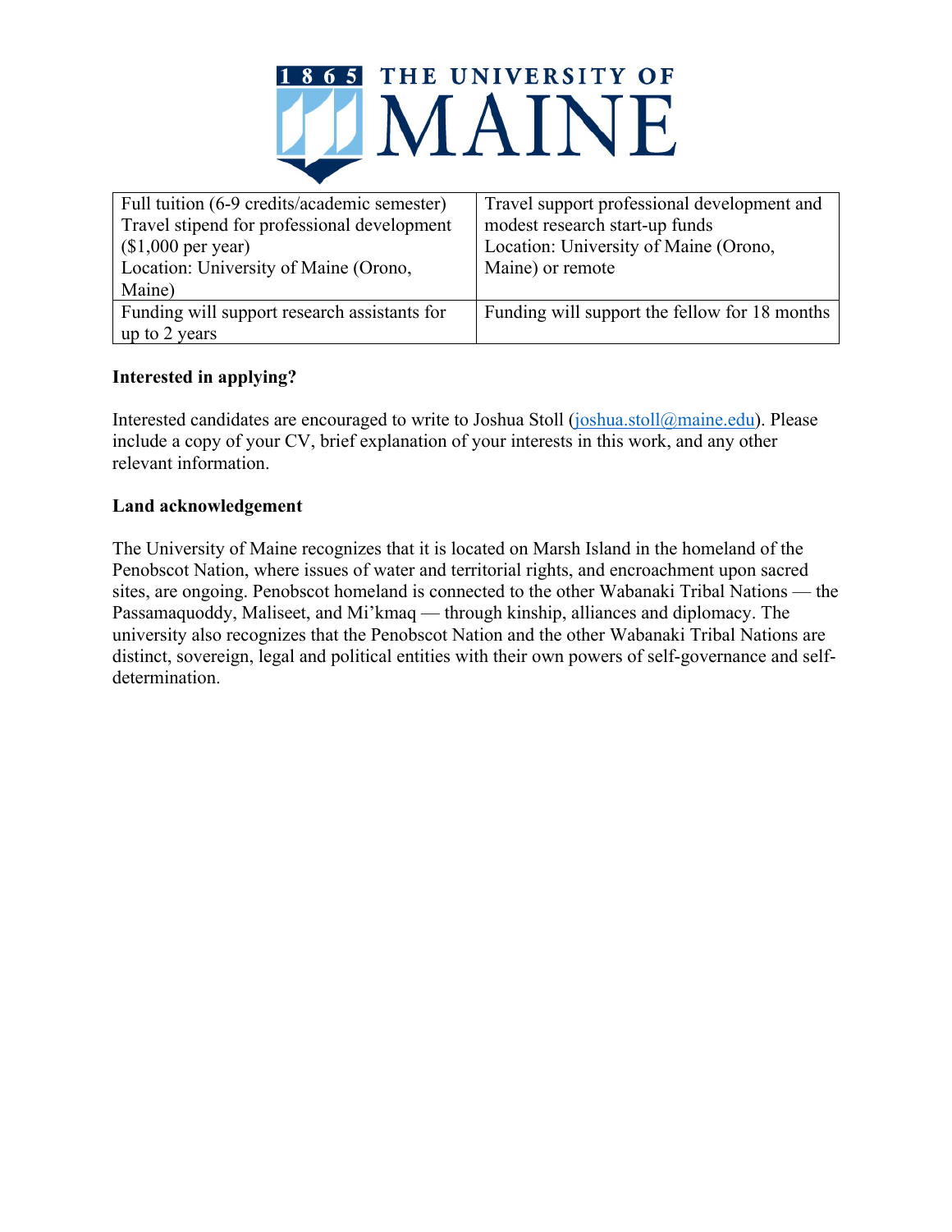| | |
|---|---|
| Full tuition (6-9 credits/academic semester) Travel stipend for professional development ($1,000 per year) Location: University of Maine (Orono, Maine) | Travel support professional development and modest research start-up funds Location: University of Maine (Orono, Maine) or remote |
| Funding will support research assistants for up to 2 years | Funding will support the fellow for 18 months |

**Interested in applying?**

Interested candidates are encouraged to write to Joshua Stoll (joshua.stoll@maine.edu). Please include a copy of your CV, brief explanation of your interests in this work, and any other relevant information.

**Land acknowledgement**

The University of Maine recognizes that it is located on Marsh Island in the homeland of the Penobscot Nation, where issues of water and territorial rights, and encroachment upon sacred sites, are ongoing. Penobscot homeland is connected to the other Wabanaki Tribal Nations — the Passamaquoddy, Maliseet, and Mi'kmaq — through kinship, alliances and diplomacy. The university also recognizes that the Penobscot Nation and the other Wabanaki Tribal Nations are distinct, sovereign, legal and political entities with their own powers of self-governance and self-determination.